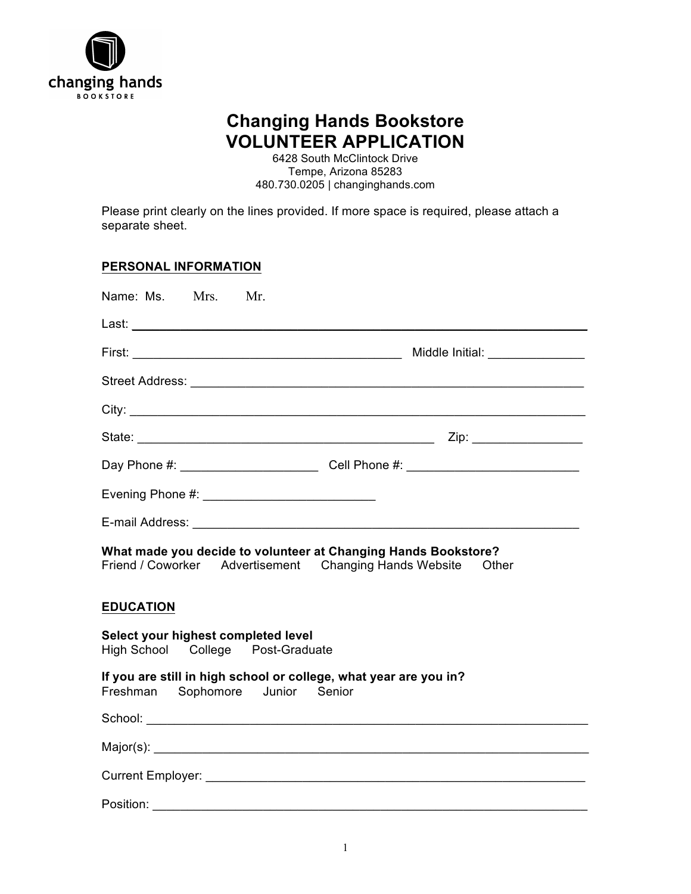# Changing Hands Bookstore
# VOLUNTEER APPLICATION

6428 South McClintock Drive
Tempe, Arizona 85283
480.730.0205 | changinghands.com

Please print clearly on the lines provided. If more space is required, please attach a separate sheet.

## PERSONAL INFORMATION

Name: Ms. Mrs. Mr.

Last: ______________________________________________________________

First: ____________________________________ Middle Initial: ____________

Street Address: ____________________________________________________

City: ______________________________________________________________

State: ________________________________________ Zip: ______________

Day Phone #: __________________ Cell Phone #: _______________________

Evening Phone #: _______________________

E-mail Address: ____________________________________________________

**What made you decide to volunteer at Changing Hands Bookstore?**
Friend / Coworker Advertisement Changing Hands Website Other

## EDUCATION

**Select your highest completed level**
High School College Post-Graduate

**If you are still in high school or college, what year are you in?**
Freshman Sophomore Junior Senior

School: ____________________________________________________________

Major(s): __________________________________________________________

Current Employer: __________________________________________________

Position: __________________________________________________________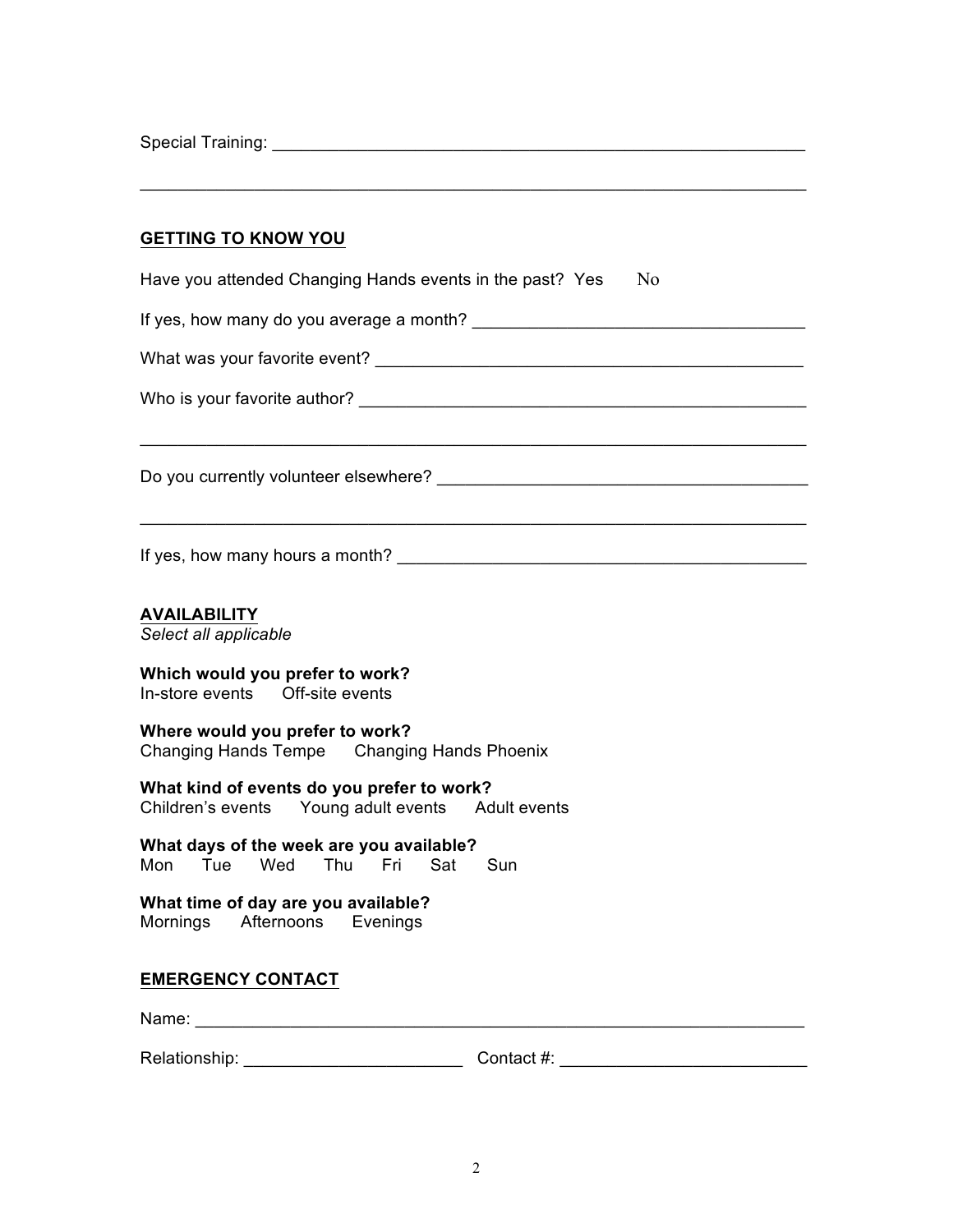Special Training: ____________________________________________________________

______________________________________________________________________________

## GETTING TO KNOW YOU

Have you attended Changing Hands events in the past?  Yes    No

If yes, how many do you average a month? ____________________________________

What was your favorite event? ______________________________________________

Who is your favorite author? _________________________________________________

______________________________________________________________________________

Do you currently volunteer elsewhere? __________________________________________

______________________________________________________________________________

If yes, how many hours a month? _____________________________________________

## AVAILABILITY

*Select all applicable*

**Which would you prefer to work?**
In-store events    Off-site events

**Where would you prefer to work?**
Changing Hands Tempe    Changing Hands Phoenix

**What kind of events do you prefer to work?**
Children's events    Young adult events    Adult events

**What days of the week are you available?**
Mon    Tue    Wed    Thu    Fri    Sat    Sun

**What time of day are you available?**
Mornings    Afternoons    Evenings

## EMERGENCY CONTACT

Name: _____________________________________________________________________

Relationship: _______________________    Contact #: __________________________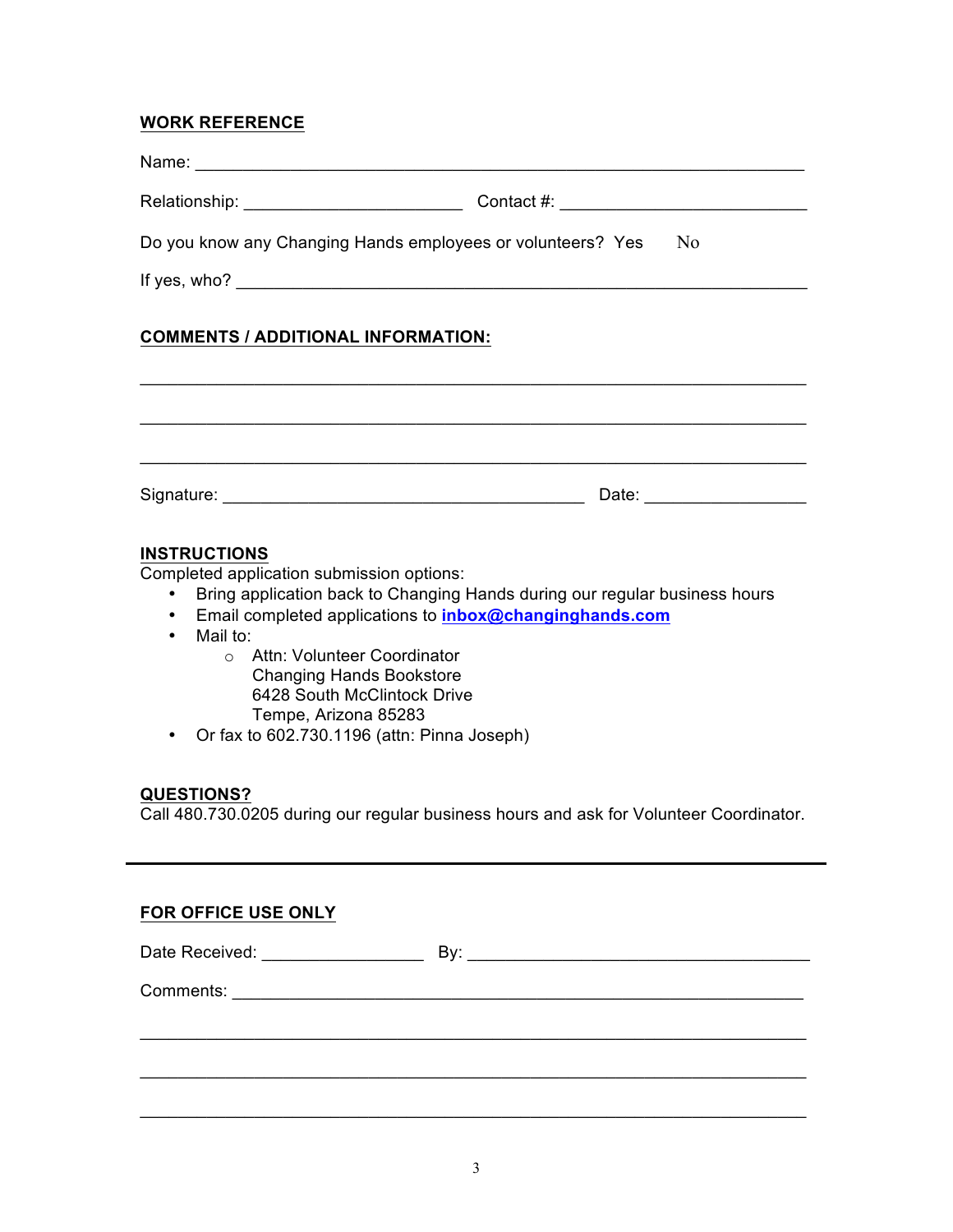## WORK REFERENCE

Name: ____________________________________________________________

Relationship: ______________________ Contact #: _________________________

Do you know any Changing Hands employees or volunteers? Yes No

If yes, who? ________________________________________________________

## COMMENTS / ADDITIONAL INFORMATION:

_____________________________________________________________________

_____________________________________________________________________

_____________________________________________________________________

Signature: _____________________________________ Date: ________________

## INSTRUCTIONS

Completed application submission options:

- Bring application back to Changing Hands during our regular business hours
- Email completed applications to **inbox@changinghands.com**
- Mail to:
  - Attn: Volunteer Coordinator
    Changing Hands Bookstore
    6428 South McClintock Drive
    Tempe, Arizona 85283
- Or fax to 602.730.1196 (attn: Pinna Joseph)

## QUESTIONS?

Call 480.730.0205 during our regular business hours and ask for Volunteer Coordinator.

---

## FOR OFFICE USE ONLY

Date Received: _________________ By: ___________________________________

Comments: ___________________________________________________________

_____________________________________________________________________

_____________________________________________________________________

_____________________________________________________________________